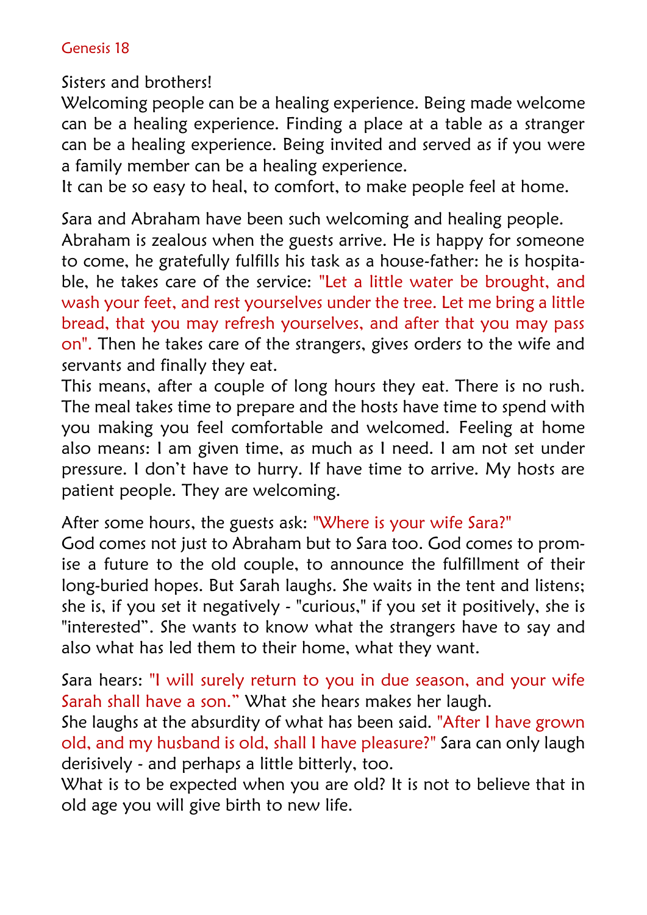Genesis 18

Sisters and brothers!

Welcoming people can be a healing experience. Being made welcome can be a healing experience. Finding a place at a table as a stranger can be a healing experience. Being invited and served as if you were a family member can be a healing experience.

It can be so easy to heal, to comfort, to make people feel at home.

Sara and Abraham have been such welcoming and healing people. Abraham is zealous when the guests arrive. He is happy for someone to come, he gratefully fulfills his task as a house-father: he is hospitable, he takes care of the service: "Let a little water be brought, and wash your feet, and rest yourselves under the tree. Let me bring a little bread, that you may refresh yourselves, and after that you may pass on". Then he takes care of the strangers, gives orders to the wife and servants and finally they eat.

This means, after a couple of long hours they eat. There is no rush. The meal takes time to prepare and the hosts have time to spend with you making you feel comfortable and welcomed. Feeling at home also means: I am given time, as much as I need. I am not set under pressure. I don't have to hurry. If have time to arrive. My hosts are patient people. They are welcoming.

After some hours, the guests ask: "Where is your wife Sara?"

God comes not just to Abraham but to Sara too. God comes to promise a future to the old couple, to announce the fulfillment of their long-buried hopes. But Sarah laughs. She waits in the tent and listens; she is, if you set it negatively - "curious," if you set it positively, she is "interested". She wants to know what the strangers have to say and also what has led them to their home, what they want.

Sara hears: "I will surely return to you in due season, and your wife Sarah shall have a son." What she hears makes her laugh.

She laughs at the absurdity of what has been said. "After I have grown old, and my husband is old, shall I have pleasure?" Sara can only laugh derisively - and perhaps a little bitterly, too.

What is to be expected when you are old? It is not to believe that in old age you will give birth to new life.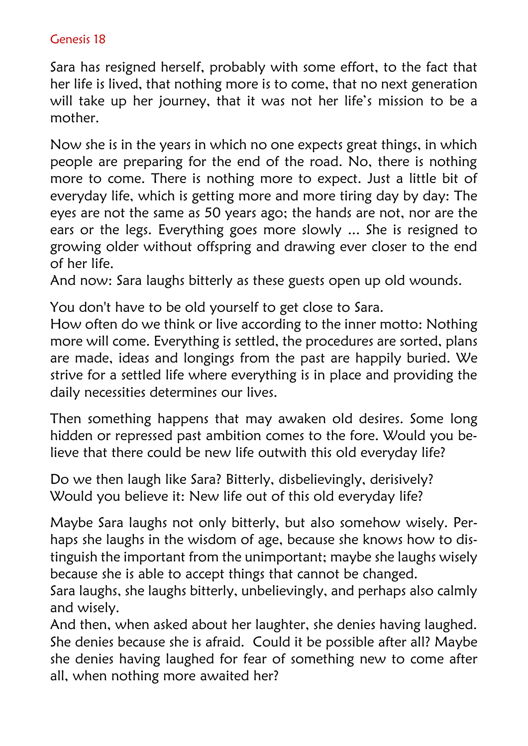## Genesis 18

Sara has resigned herself, probably with some effort, to the fact that her life is lived, that nothing more is to come, that no next generation will take up her journey, that it was not her life's mission to be a mother.

Now she is in the years in which no one expects great things, in which people are preparing for the end of the road. No, there is nothing more to come. There is nothing more to expect. Just a little bit of everyday life, which is getting more and more tiring day by day: The eyes are not the same as 50 years ago; the hands are not, nor are the ears or the legs. Everything goes more slowly ... She is resigned to growing older without offspring and drawing ever closer to the end of her life.
And now: Sara laughs bitterly as these guests open up old wounds.

You don't have to be old yourself to get close to Sara.
How often do we think or live according to the inner motto: Nothing more will come. Everything is settled, the procedures are sorted, plans are made, ideas and longings from the past are happily buried. We strive for a settled life where everything is in place and providing the daily necessities determines our lives.

Then something happens that may awaken old desires. Some long hidden or repressed past ambition comes to the fore. Would you believe that there could be new life outwith this old everyday life?

Do we then laugh like Sara? Bitterly, disbelievingly, derisively?
Would you believe it: New life out of this old everyday life?

Maybe Sara laughs not only bitterly, but also somehow wisely. Perhaps she laughs in the wisdom of age, because she knows how to distinguish the important from the unimportant; maybe she laughs wisely because she is able to accept things that cannot be changed.
Sara laughs, she laughs bitterly, unbelievingly, and perhaps also calmly and wisely.
And then, when asked about her laughter, she denies having laughed. She denies because she is afraid. Could it be possible after all? Maybe she denies having laughed for fear of something new to come after all, when nothing more awaited her?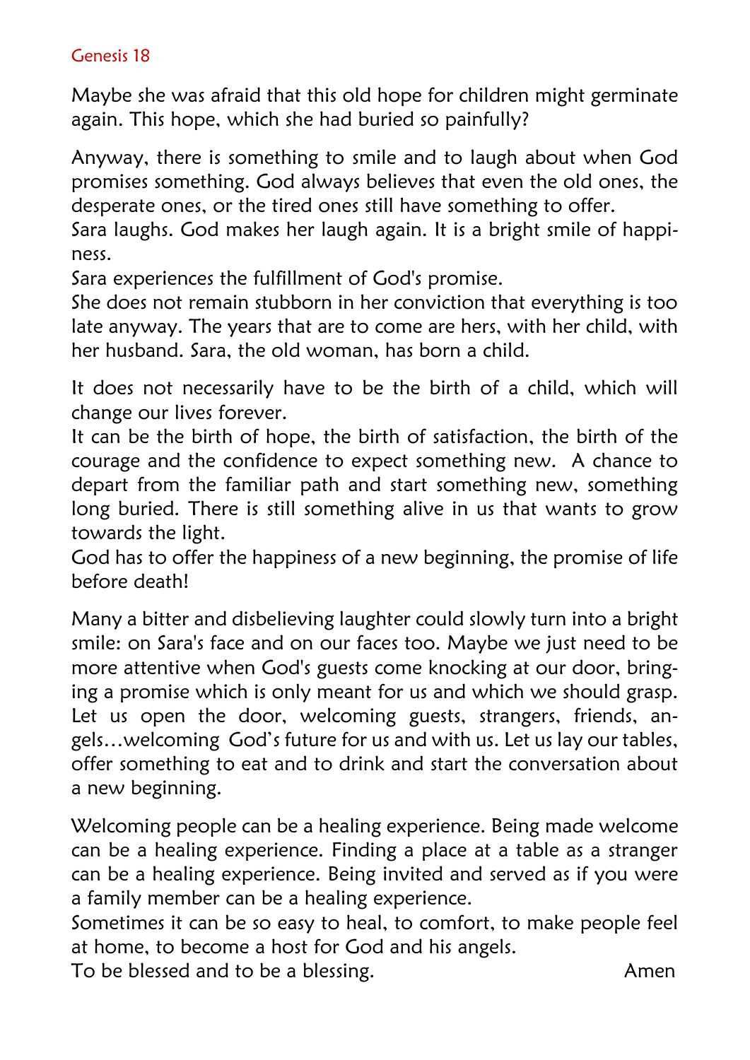Genesis 18

Maybe she was afraid that this old hope for children might germinate again. This hope, which she had buried so painfully?

Anyway, there is something to smile and to laugh about when God promises something. God always believes that even the old ones, the desperate ones, or the tired ones still have something to offer.
Sara laughs. God makes her laugh again. It is a bright smile of happiness.
Sara experiences the fulfillment of God's promise.
She does not remain stubborn in her conviction that everything is too late anyway. The years that are to come are hers, with her child, with her husband. Sara, the old woman, has born a child.

It does not necessarily have to be the birth of a child, which will change our lives forever.
It can be the birth of hope, the birth of satisfaction, the birth of the courage and the confidence to expect something new. A chance to depart from the familiar path and start something new, something long buried. There is still something alive in us that wants to grow towards the light.
God has to offer the happiness of a new beginning, the promise of life before death!

Many a bitter and disbelieving laughter could slowly turn into a bright smile: on Sara's face and on our faces too. Maybe we just need to be more attentive when God's guests come knocking at our door, bringing a promise which is only meant for us and which we should grasp. Let us open the door, welcoming guests, strangers, friends, angels…welcoming God's future for us and with us. Let us lay our tables, offer something to eat and to drink and start the conversation about a new beginning.

Welcoming people can be a healing experience. Being made welcome can be a healing experience. Finding a place at a table as a stranger can be a healing experience. Being invited and served as if you were a family member can be a healing experience.
Sometimes it can be so easy to heal, to comfort, to make people feel at home, to become a host for God and his angels.
To be blessed and to be a blessing. Amen